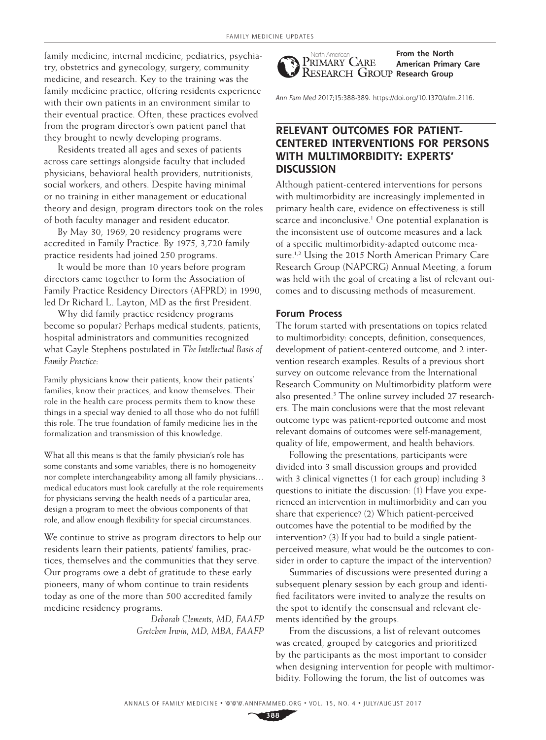family medicine, internal medicine, pediatrics, psychiatry, obstetrics and gynecology, surgery, community medicine, and research. Key to the training was the family medicine practice, offering residents experience with their own patients in an environment similar to their eventual practice. Often, these practices evolved from the program director's own patient panel that they brought to newly developing programs.

Residents treated all ages and sexes of patients across care settings alongside faculty that included physicians, behavioral health providers, nutritionists, social workers, and others. Despite having minimal or no training in either management or educational theory and design, program directors took on the roles of both faculty manager and resident educator.

By May 30, 1969, 20 residency programs were accredited in Family Practice. By 1975, 3,720 family practice residents had joined 250 programs.

It would be more than 10 years before program directors came together to form the Association of Family Practice Residency Directors (AFPRD) in 1990, led Dr Richard L. Layton, MD as the first President.

Why did family practice residency programs become so popular? Perhaps medical students, patients, hospital administrators and communities recognized what Gayle Stephens postulated in *The Intellectual Basis of Family Practice*:

> Family physicians know their patients, know their patients' families, know their practices, and know themselves. Their role in the health care process permits them to know these things in a special way denied to all those who do not fulfill this role. The true foundation of family medicine lies in the formalization and transmission of this knowledge.

> What all this means is that the family physician's role has some constants and some variables; there is no homogeneity nor complete interchangeability among all family physicians… medical educators must look carefully at the role requirements for physicians serving the health needs of a particular area, design a program to meet the obvious components of that role, and allow enough flexibility for special circumstances.

We continue to strive as program directors to help our residents learn their patients, patients' families, practices, themselves and the communities that they serve. Our programs owe a debt of gratitude to these early pioneers, many of whom continue to train residents today as one of the more than 500 accredited family medicine residency programs.

*Deborah Clements, MD, FAAFP*
*Gretchen Irwin, MD, MBA, FAAFP*

**From the North American Primary Care Research Group**

*Ann Fam Med* 2017;15:388-389. https://doi.org/10.1370/afm.2116.

## RELEVANT OUTCOMES FOR PATIENT-CENTERED INTERVENTIONS FOR PERSONS WITH MULTIMORBIDITY: EXPERTS' DISCUSSION

Although patient-centered interventions for persons with multimorbidity are increasingly implemented in primary health care, evidence on effectiveness is still scarce and inconclusive.[1] One potential explanation is the inconsistent use of outcome measures and a lack of a specific multimorbidity-adapted outcome measure.[1,2] Using the 2015 North American Primary Care Research Group (NAPCRG) Annual Meeting, a forum was held with the goal of creating a list of relevant outcomes and to discussing methods of measurement.

### Forum Process

The forum started with presentations on topics related to multimorbidity: concepts, definition, consequences, development of patient-centered outcome, and 2 intervention research examples. Results of a previous short survey on outcome relevance from the International Research Community on Multimorbidity platform were also presented.[3] The online survey included 27 researchers. The main conclusions were that the most relevant outcome type was patient-reported outcome and most relevant domains of outcomes were self-management, quality of life, empowerment, and health behaviors.

Following the presentations, participants were divided into 3 small discussion groups and provided with 3 clinical vignettes (1 for each group) including 3 questions to initiate the discussion: (1) Have you experienced an intervention in multimorbidity and can you share that experience? (2) Which patient-perceived outcomes have the potential to be modified by the intervention? (3) If you had to build a single patient-perceived measure, what would be the outcomes to consider in order to capture the impact of the intervention?

Summaries of discussions were presented during a subsequent plenary session by each group and identified facilitators were invited to analyze the results on the spot to identify the consensual and relevant elements identified by the groups.

From the discussions, a list of relevant outcomes was created, grouped by categories and prioritized by the participants as the most important to consider when designing intervention for people with multimorbidity. Following the forum, the list of outcomes was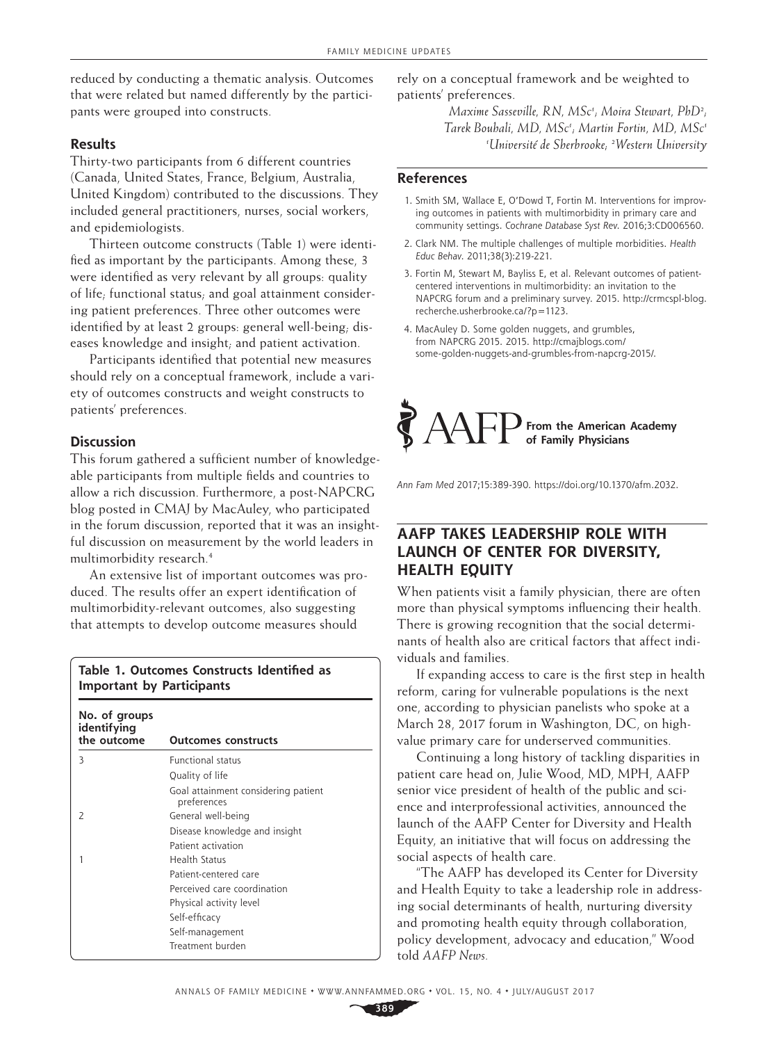reduced by conducting a thematic analysis. Outcomes that were related but named differently by the participants were grouped into constructs.

### Results

Thirty-two participants from 6 different countries (Canada, United States, France, Belgium, Australia, United Kingdom) contributed to the discussions. They included general practitioners, nurses, social workers, and epidemiologists.

Thirteen outcome constructs (Table 1) were identified as important by the participants. Among these, 3 were identified as very relevant by all groups: quality of life; functional status; and goal attainment considering patient preferences. Three other outcomes were identified by at least 2 groups: general well-being; diseases knowledge and insight; and patient activation.

Participants identified that potential new measures should rely on a conceptual framework, include a variety of outcomes constructs and weight constructs to patients' preferences.

### Discussion

This forum gathered a sufficient number of knowledgeable participants from multiple fields and countries to allow a rich discussion. Furthermore, a post-NAPCRG blog posted in CMAJ by MacAuley, who participated in the forum discussion, reported that it was an insightful discussion on measurement by the world leaders in multimorbidity research.[4]

An extensive list of important outcomes was produced. The results offer an expert identification of multimorbidity-relevant outcomes, also suggesting that attempts to develop outcome measures should rely on a conceptual framework and be weighted to patients' preferences.

**Table 1. Outcomes Constructs Identified as Important by Participants**

| No. of groups identifying the outcome | Outcomes constructs |
|---|---|
| 3 | Functional status |
| | Quality of life |
| | Goal attainment considering patient preferences |
| 2 | General well-being |
| | Disease knowledge and insight |
| | Patient activation |
| 1 | Health Status |
| | Patient-centered care |
| | Perceived care coordination |
| | Physical activity level |
| | Self-efficacy |
| | Self-management |
| | Treatment burden |

*Maxime Sasseville, RN, MSc[1]; Moira Stewart, PhD[2]; Tarek Bouhali, MD, MSc[1]; Martin Fortin, MD, MSc[1]*
*[1]Université de Sherbrooke; [2]Western University*

### References

1. Smith SM, Wallace E, O'Dowd T, Fortin M. Interventions for improving outcomes in patients with multimorbidity in primary care and community settings. *Cochrane Database Syst Rev*. 2016;3:CD006560.
2. Clark NM. The multiple challenges of multiple morbidities. *Health Educ Behav*. 2011;38(3):219-221.
3. Fortin M, Stewart M, Bayliss E, et al. Relevant outcomes of patient-centered interventions in multimorbidity: an invitation to the NAPCRG forum and a preliminary survey. 2015. http://crmcspl-blog.recherche.usherbrooke.ca/?p=1123.
4. MacAuley D. Some golden nuggets, and grumbles, from NAPCRG 2015. 2015. http://cmajblogs.com/some-golden-nuggets-and-grumbles-from-napcrg-2015/.

AAFP **From the American Academy of Family Physicians**

*Ann Fam Med* 2017;15:389-390. https://doi.org/10.1370/afm.2032.

## AAFP TAKES LEADERSHIP ROLE WITH LAUNCH OF CENTER FOR DIVERSITY, HEALTH EQUITY

When patients visit a family physician, there are often more than physical symptoms influencing their health. There is growing recognition that the social determinants of health also are critical factors that affect individuals and families.

If expanding access to care is the first step in health reform, caring for vulnerable populations is the next one, according to physician panelists who spoke at a March 28, 2017 forum in Washington, DC, on high-value primary care for underserved communities.

Continuing a long history of tackling disparities in patient care head on, Julie Wood, MD, MPH, AAFP senior vice president of health of the public and science and interprofessional activities, announced the launch of the AAFP Center for Diversity and Health Equity, an initiative that will focus on addressing the social aspects of health care.

"The AAFP has developed its Center for Diversity and Health Equity to take a leadership role in addressing social determinants of health, nurturing diversity and promoting health equity through collaboration, policy development, advocacy and education," Wood told *AAFP News*.